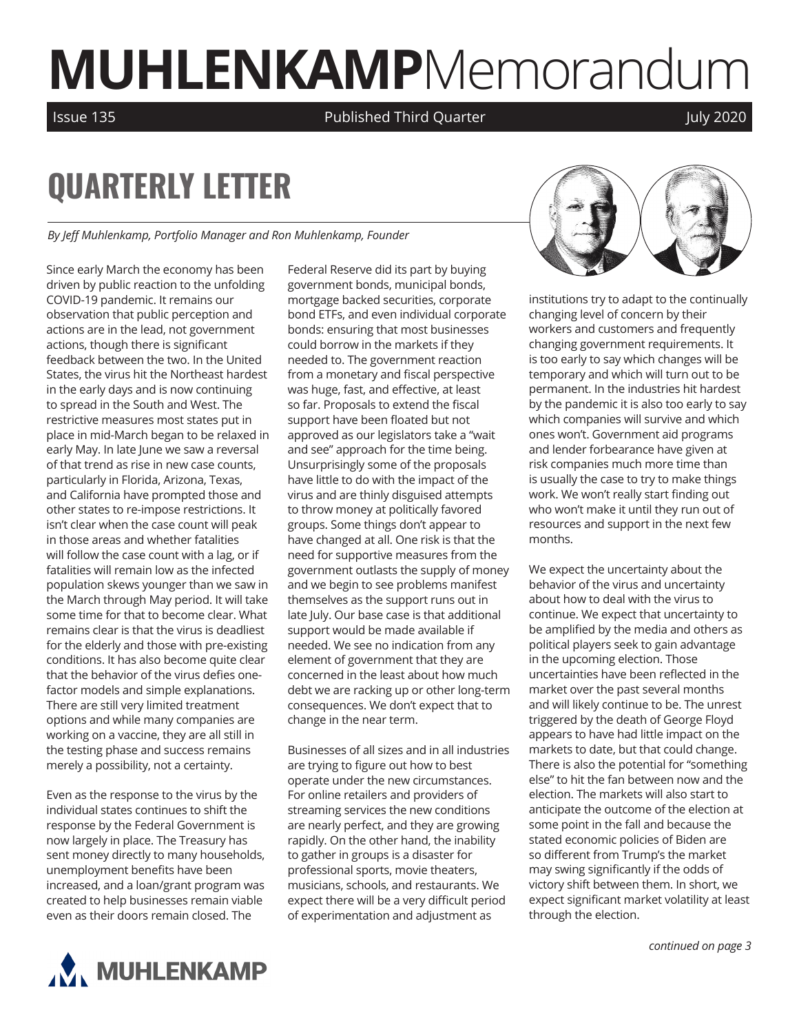# MUHLENKAMP Memorandum

Issue 135 | Published Third Quarter | July 2020

## QUARTERLY LETTER

*By Jeff Muhlenkamp, Portfolio Manager and Ron Muhlenkamp, Founder*

Since early March the economy has been driven by public reaction to the unfolding COVID-19 pandemic. It remains our observation that public perception and actions are in the lead, not government actions, though there is significant feedback between the two. In the United States, the virus hit the Northeast hardest in the early days and is now continuing to spread in the South and West. The restrictive measures most states put in place in mid-March began to be relaxed in early May. In late June we saw a reversal of that trend as rise in new case counts, particularly in Florida, Arizona, Texas, and California have prompted those and other states to re-impose restrictions. It isn't clear when the case count will peak in those areas and whether fatalities will follow the case count with a lag, or if fatalities will remain low as the infected population skews younger than we saw in the March through May period. It will take some time for that to become clear. What remains clear is that the virus is deadliest for the elderly and those with pre-existing conditions. It has also become quite clear that the behavior of the virus defies one-factor models and simple explanations. There are still very limited treatment options and while many companies are working on a vaccine, they are all still in the testing phase and success remains merely a possibility, not a certainty.

Even as the response to the virus by the individual states continues to shift the response by the Federal Government is now largely in place. The Treasury has sent money directly to many households, unemployment benefits have been increased, and a loan/grant program was created to help businesses remain viable even as their doors remain closed. The Federal Reserve did its part by buying government bonds, municipal bonds, mortgage backed securities, corporate bond ETFs, and even individual corporate bonds: ensuring that most businesses could borrow in the markets if they needed to. The government reaction from a monetary and fiscal perspective was huge, fast, and effective, at least so far. Proposals to extend the fiscal support have been floated but not approved as our legislators take a "wait and see" approach for the time being. Unsurprisingly some of the proposals have little to do with the impact of the virus and are thinly disguised attempts to throw money at politically favored groups. Some things don't appear to have changed at all. One risk is that the need for supportive measures from the government outlasts the supply of money and we begin to see problems manifest themselves as the support runs out in late July. Our base case is that additional support would be made available if needed. We see no indication from any element of government that they are concerned in the least about how much debt we are racking up or other long-term consequences. We don't expect that to change in the near term.

Businesses of all sizes and in all industries are trying to figure out how to best operate under the new circumstances. For online retailers and providers of streaming services the new conditions are nearly perfect, and they are growing rapidly. On the other hand, the inability to gather in groups is a disaster for professional sports, movie theaters, musicians, schools, and restaurants. We expect there will be a very difficult period of experimentation and adjustment as institutions try to adapt to the continually changing level of concern by their workers and customers and frequently changing government requirements. It is too early to say which changes will be temporary and which will turn out to be permanent. In the industries hit hardest by the pandemic it is also too early to say which companies will survive and which ones won't. Government aid programs and lender forbearance have given at risk companies much more time than is usually the case to try to make things work. We won't really start finding out who won't make it until they run out of resources and support in the next few months.

We expect the uncertainty about the behavior of the virus and uncertainty about how to deal with the virus to continue. We expect that uncertainty to be amplified by the media and others as political players seek to gain advantage in the upcoming election. Those uncertainties have been reflected in the market over the past several months and will likely continue to be. The unrest triggered by the death of George Floyd appears to have had little impact on the markets to date, but that could change. There is also the potential for "something else" to hit the fan between now and the election. The markets will also start to anticipate the outcome of the election at some point in the fall and because the stated economic policies of Biden are so different from Trump's the market may swing significantly if the odds of victory shift between them. In short, we expect significant market volatility at least through the election.

*continued on page 3*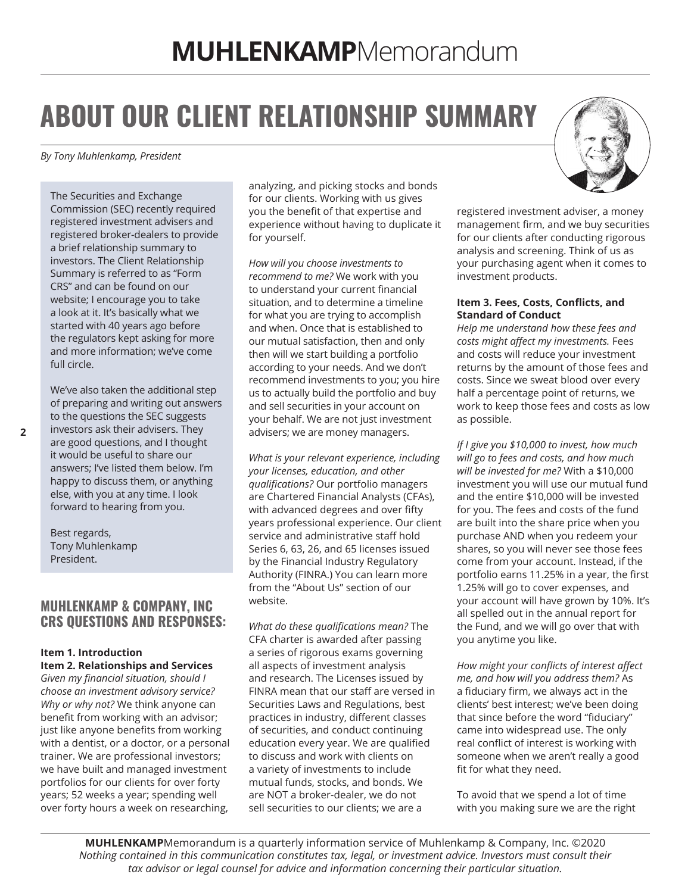# ABOUT OUR CLIENT RELATIONSHIP SUMMARY

*By Tony Muhlenkamp, President*

The Securities and Exchange Commission (SEC) recently required registered investment advisers and registered broker-dealers to provide a brief relationship summary to investors. The Client Relationship Summary is referred to as "Form CRS" and can be found on our website; I encourage you to take a look at it. It's basically what we started with 40 years ago before the regulators kept asking for more and more information; we've come full circle.

We've also taken the additional step of preparing and writing out answers to the questions the SEC suggests investors ask their advisers. They are good questions, and I thought it would be useful to share our answers; I've listed them below. I'm happy to discuss them, or anything else, with you at any time. I look forward to hearing from you.

Best regards,
Tony Muhlenkamp
President.

## MUHLENKAMP & COMPANY, INC CRS QUESTIONS AND RESPONSES:

**Item 1. Introduction**
**Item 2. Relationships and Services**

*Given my financial situation, should I choose an investment advisory service? Why or why not?* We think anyone can benefit from working with an advisor; just like anyone benefits from working with a dentist, or a doctor, or a personal trainer. We are professional investors; we have built and managed investment portfolios for our clients for over forty years; 52 weeks a year; spending well over forty hours a week on researching, analyzing, and picking stocks and bonds for our clients. Working with us gives you the benefit of that expertise and experience without having to duplicate it for yourself.

*How will you choose investments to recommend to me?* We work with you to understand your current financial situation, and to determine a timeline for what you are trying to accomplish and when. Once that is established to our mutual satisfaction, then and only then will we start building a portfolio according to your needs. And we don't recommend investments to you; you hire us to actually build the portfolio and buy and sell securities in your account on your behalf. We are not just investment advisers; we are money managers.

*What is your relevant experience, including your licenses, education, and other qualifications?* Our portfolio managers are Chartered Financial Analysts (CFAs), with advanced degrees and over fifty years professional experience. Our client service and administrative staff hold Series 6, 63, 26, and 65 licenses issued by the Financial Industry Regulatory Authority (FINRA.) You can learn more from the "About Us" section of our website.

*What do these qualifications mean?* The CFA charter is awarded after passing a series of rigorous exams governing all aspects of investment analysis and research. The Licenses issued by FINRA mean that our staff are versed in Securities Laws and Regulations, best practices in industry, different classes of securities, and conduct continuing education every year. We are qualified to discuss and work with clients on a variety of investments to include mutual funds, stocks, and bonds. We are NOT a broker-dealer, we do not sell securities to our clients; we are a registered investment adviser, a money management firm, and we buy securities for our clients after conducting rigorous analysis and screening. Think of us as your purchasing agent when it comes to investment products.

**Item 3. Fees, Costs, Conflicts, and Standard of Conduct**

*Help me understand how these fees and costs might affect my investments.* Fees and costs will reduce your investment returns by the amount of those fees and costs. Since we sweat blood over every half a percentage point of returns, we work to keep those fees and costs as low as possible.

*If I give you $10,000 to invest, how much will go to fees and costs, and how much will be invested for me?* With a $10,000 investment you will use our mutual fund and the entire $10,000 will be invested for you. The fees and costs of the fund are built into the share price when you purchase AND when you redeem your shares, so you will never see those fees come from your account. Instead, if the portfolio earns 11.25% in a year, the first 1.25% will go to cover expenses, and your account will have grown by 10%. It's all spelled out in the annual report for the Fund, and we will go over that with you anytime you like.

*How might your conflicts of interest affect me, and how will you address them?* As a fiduciary firm, we always act in the clients' best interest; we've been doing that since before the word "fiduciary" came into widespread use. The only real conflict of interest is working with someone when we aren't really a good fit for what they need.

To avoid that we spend a lot of time with you making sure we are the right

**MUHLENKAMP**Memorandum is a quarterly information service of Muhlenkamp & Company, Inc. ©2020
*Nothing contained in this communication constitutes tax, legal, or investment advice. Investors must consult their tax advisor or legal counsel for advice and information concerning their particular situation.*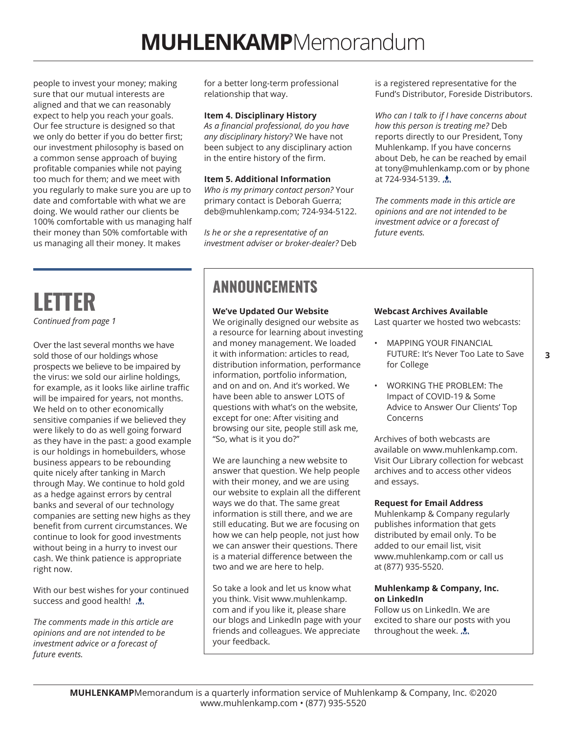people to invest your money; making sure that our mutual interests are aligned and that we can reasonably expect to help you reach your goals. Our fee structure is designed so that we only do better if you do better first; our investment philosophy is based on a common sense approach of buying profitable companies while not paying too much for them; and we meet with you regularly to make sure you are up to date and comfortable with what we are doing. We would rather our clients be 100% comfortable with us managing half their money than 50% comfortable with us managing all their money. It makes for a better long-term professional relationship that way.

**Item 4. Disciplinary History**
*As a financial professional, do you have any disciplinary history?* We have not been subject to any disciplinary action in the entire history of the firm.

**Item 5. Additional Information**
*Who is my primary contact person?* Your primary contact is Deborah Guerra; deb@muhlenkamp.com; 724-934-5122.

*Is he or she a representative of an investment adviser or broker-dealer?* Deb is a registered representative for the Fund's Distributor, Foreside Distributors.

*Who can I talk to if I have concerns about how this person is treating me?* Deb reports directly to our President, Tony Muhlenkamp. If you have concerns about Deb, he can be reached by email at tony@muhlenkamp.com or by phone at 724-934-5139.

*The comments made in this article are opinions and are not intended to be investment advice or a forecast of future events.*

# LETTER

*Continued from page 1*

Over the last several months we have sold those of our holdings whose prospects we believe to be impaired by the virus: we sold our airline holdings, for example, as it looks like airline traffic will be impaired for years, not months. We held on to other economically sensitive companies if we believed they were likely to do as well going forward as they have in the past: a good example is our holdings in homebuilders, whose business appears to be rebounding quite nicely after tanking in March through May. We continue to hold gold as a hedge against errors by central banks and several of our technology companies are setting new highs as they benefit from current circumstances. We continue to look for good investments without being in a hurry to invest our cash. We think patience is appropriate right now.

With our best wishes for your continued success and good health!

*The comments made in this article are opinions and are not intended to be investment advice or a forecast of future events.*

# ANNOUNCEMENTS

**We've Updated Our Website**
We originally designed our website as a resource for learning about investing and money management. We loaded it with information: articles to read, distribution information, performance information, portfolio information, and on and on. And it's worked. We have been able to answer LOTS of questions with what's on the website, except for one: After visiting and browsing our site, people still ask me, "So, what is it you do?"

We are launching a new website to answer that question. We help people with their money, and we are using our website to explain all the different ways we do that. The same great information is still there, and we are still educating. But we are focusing on how we can help people, not just how we can answer their questions. There is a material difference between the two and we are here to help.

So take a look and let us know what you think. Visit www.muhlenkamp.com and if you like it, please share our blogs and LinkedIn page with your friends and colleagues. We appreciate your feedback.

**Webcast Archives Available**
Last quarter we hosted two webcasts:

- MAPPING YOUR FINANCIAL FUTURE: It's Never Too Late to Save for College
- WORKING THE PROBLEM: The Impact of COVID-19 & Some Advice to Answer Our Clients' Top Concerns

Archives of both webcasts are available on www.muhlenkamp.com. Visit Our Library collection for webcast archives and to access other videos and essays.

**Request for Email Address**
Muhlenkamp & Company regularly publishes information that gets distributed by email only. To be added to our email list, visit www.muhlenkamp.com or call us at (877) 935-5520.

**Muhlenkamp & Company, Inc. on LinkedIn**
Follow us on LinkedIn. We are excited to share our posts with you throughout the week.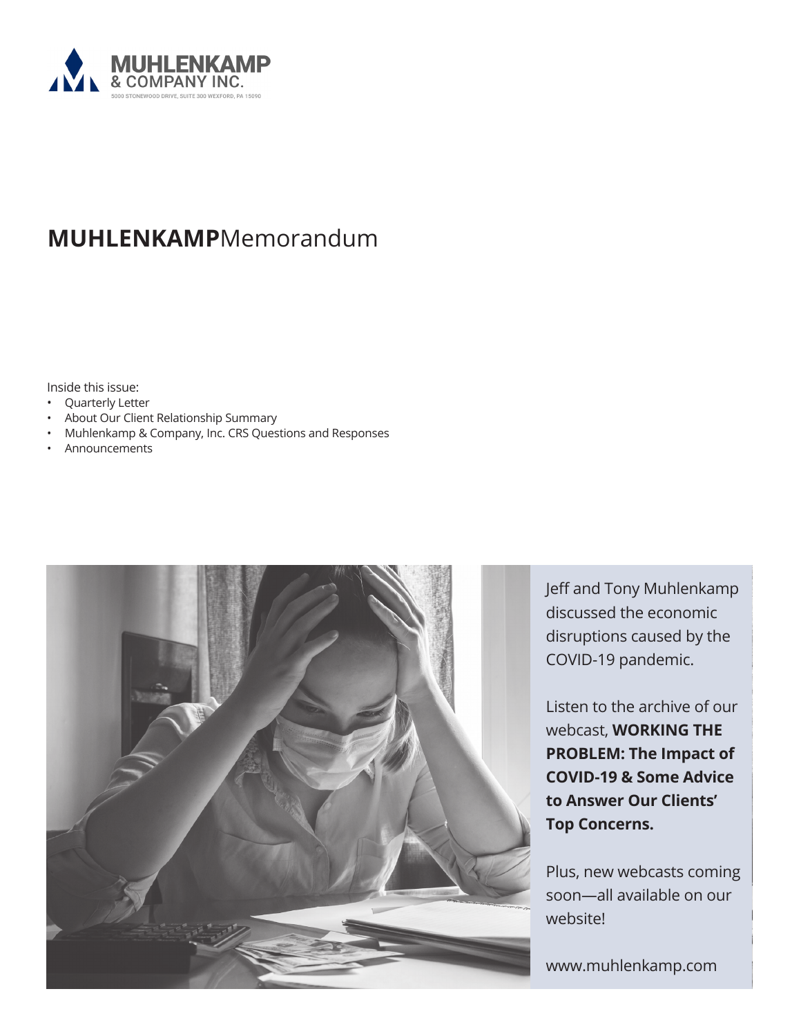**MUHLENKAMP**
& COMPANY INC.
5000 STONEWOOD DRIVE, SUITE 300 WEXFORD, PA 15090

# **MUHLENKAMP**Memorandum

Inside this issue:

- Quarterly Letter
- About Our Client Relationship Summary
- Muhlenkamp & Company, Inc. CRS Questions and Responses
- Announcements

Jeff and Tony Muhlenkamp discussed the economic disruptions caused by the COVID-19 pandemic.

Listen to the archive of our webcast, **WORKING THE PROBLEM: The Impact of COVID-19 & Some Advice to Answer Our Clients' Top Concerns.**

Plus, new webcasts coming soon—all available on our website!

www.muhlenkamp.com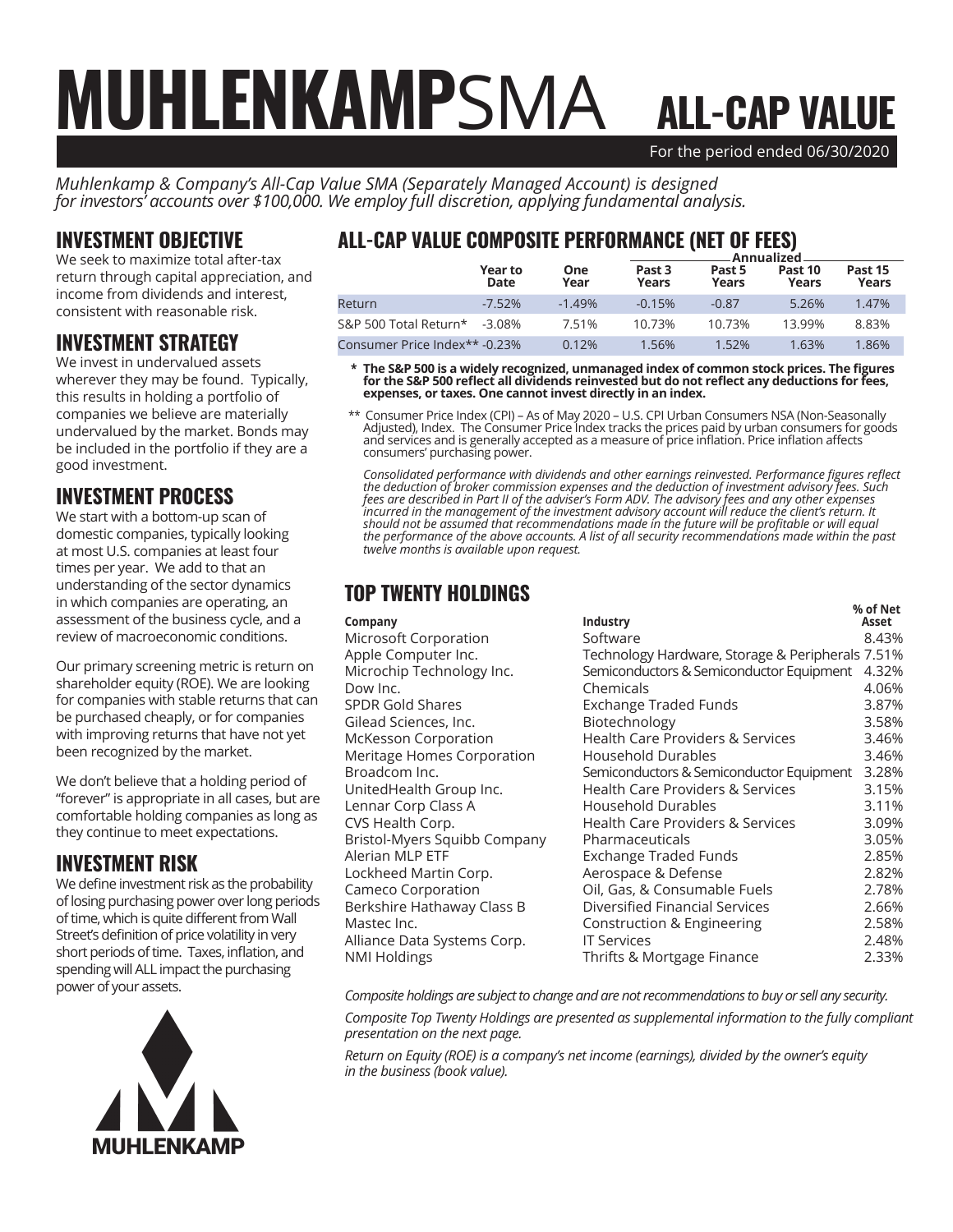# MUHLENKAMPSMA ALL-CAP VALUE

For the period ended 06/30/2020

*Muhlenkamp & Company's All-Cap Value SMA (Separately Managed Account) is designed for investors' accounts over $100,000. We employ full discretion, applying fundamental analysis.*

## INVESTMENT OBJECTIVE

We seek to maximize total after-tax return through capital appreciation, and income from dividends and interest, consistent with reasonable risk.

## INVESTMENT STRATEGY

We invest in undervalued assets wherever they may be found. Typically, this results in holding a portfolio of companies we believe are materially undervalued by the market. Bonds may be included in the portfolio if they are a good investment.

## INVESTMENT PROCESS

We start with a bottom-up scan of domestic companies, typically looking at most U.S. companies at least four times per year. We add to that an understanding of the sector dynamics in which companies are operating, an assessment of the business cycle, and a review of macroeconomic conditions.

Our primary screening metric is return on shareholder equity (ROE). We are looking for companies with stable returns that can be purchased cheaply, or for companies with improving returns that have not yet been recognized by the market.

We don't believe that a holding period of "forever" is appropriate in all cases, but are comfortable holding companies as long as they continue to meet expectations.

## INVESTMENT RISK

We define investment risk as the probability of losing purchasing power over long periods of time, which is quite different from Wall Street's definition of price volatility in very short periods of time. Taxes, inflation, and spending will ALL impact the purchasing power of your assets.

## ALL-CAP VALUE COMPOSITE PERFORMANCE (NET OF FEES)

| | Year to Date | One Year | Annualized Past 3 Years | Past 5 Years | Past 10 Years | Past 15 Years |
|---|---|---|---|---|---|---|
| Return | -7.52% | -1.49% | -0.15% | -0.87 | 5.26% | 1.47% |
| S&P 500 Total Return* | -3.08% | 7.51% | 10.73% | 10.73% | 13.99% | 8.83% |
| Consumer Price Index** | -0.23% | 0.12% | 1.56% | 1.52% | 1.63% | 1.86% |

**\* The S&P 500 is a widely recognized, unmanaged index of common stock prices. The figures for the S&P 500 reflect all dividends reinvested but do not reflect any deductions for fees, expenses, or taxes. One cannot invest directly in an index.**

** Consumer Price Index (CPI) – As of May 2020 – U.S. CPI Urban Consumers NSA (Non-Seasonally Adjusted), Index. The Consumer Price Index tracks the prices paid by urban consumers for goods and services and is generally accepted as a measure of price inflation. Price inflation affects consumers' purchasing power.

*Consolidated performance with dividends and other earnings reinvested. Performance figures reflect the deduction of broker commission expenses and the deduction of investment advisory fees. Such fees are described in Part II of the adviser's Form ADV. The advisory fees and any other expenses incurred in the management of the investment advisory account will reduce the client's return. It should not be assumed that recommendations made in the future will be profitable or will equal the performance of the above accounts. A list of all security recommendations made within the past twelve months is available upon request.*

## TOP TWENTY HOLDINGS

| Company | Industry | % of Net Asset |
|---|---|---|
| Microsoft Corporation | Software | 8.43% |
| Apple Computer Inc. | Technology Hardware, Storage & Peripherals | 7.51% |
| Microchip Technology Inc. | Semiconductors & Semiconductor Equipment | 4.32% |
| Dow Inc. | Chemicals | 4.06% |
| SPDR Gold Shares | Exchange Traded Funds | 3.87% |
| Gilead Sciences, Inc. | Biotechnology | 3.58% |
| McKesson Corporation | Health Care Providers & Services | 3.46% |
| Meritage Homes Corporation | Household Durables | 3.46% |
| Broadcom Inc. | Semiconductors & Semiconductor Equipment | 3.28% |
| UnitedHealth Group Inc. | Health Care Providers & Services | 3.15% |
| Lennar Corp Class A | Household Durables | 3.11% |
| CVS Health Corp. | Health Care Providers & Services | 3.09% |
| Bristol-Myers Squibb Company | Pharmaceuticals | 3.05% |
| Alerian MLP ETF | Exchange Traded Funds | 2.85% |
| Lockheed Martin Corp. | Aerospace & Defense | 2.82% |
| Cameco Corporation | Oil, Gas, & Consumable Fuels | 2.78% |
| Berkshire Hathaway Class B | Diversified Financial Services | 2.66% |
| Mastec Inc. | Construction & Engineering | 2.58% |
| Alliance Data Systems Corp. | IT Services | 2.48% |
| NMI Holdings | Thrifts & Mortgage Finance | 2.33% |

*Composite holdings are subject to change and are not recommendations to buy or sell any security.*

*Composite Top Twenty Holdings are presented as supplemental information to the fully compliant presentation on the next page.*

*Return on Equity (ROE) is a company's net income (earnings), divided by the owner's equity in the business (book value).*

MUHLENKAMP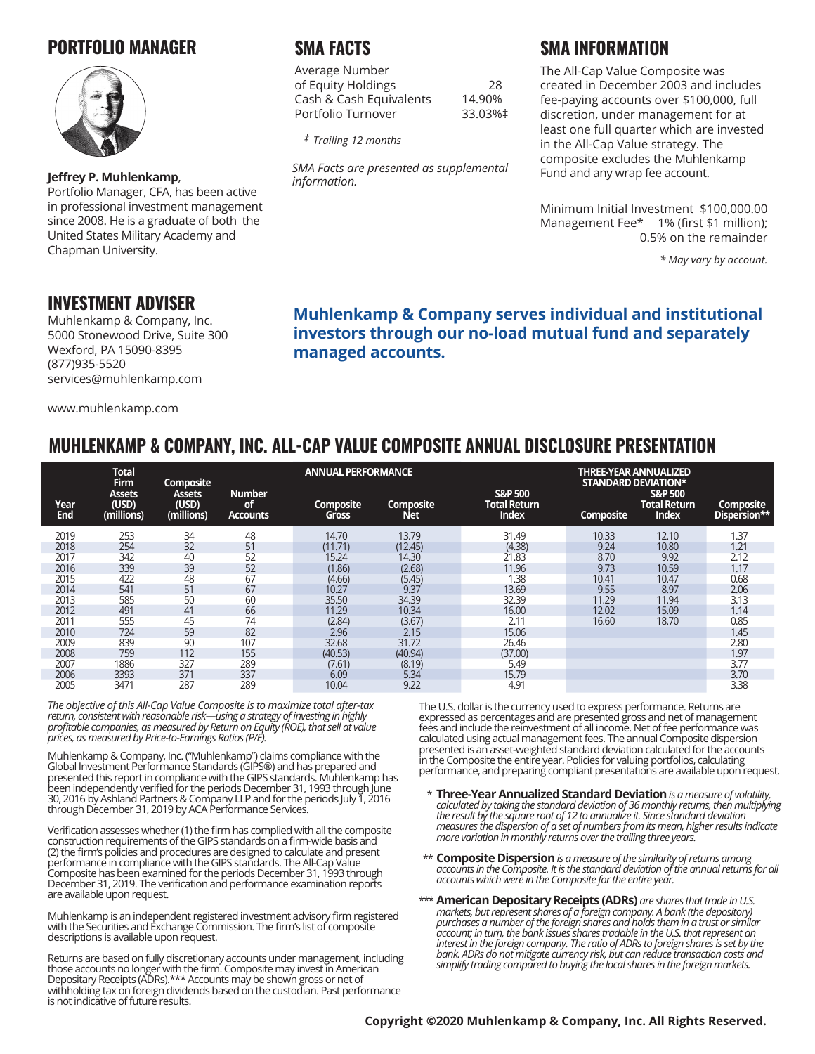## PORTFOLIO MANAGER

**Jeffrey P. Muhlenkamp**, Portfolio Manager, CFA, has been active in professional investment management since 2008. He is a graduate of both the United States Military Academy and Chapman University.

## SMA FACTS

| | |
|---|---|
| Average Number of Equity Holdings | 28 |
| Cash & Cash Equivalents | 14.90% |
| Portfolio Turnover | 33.03%‡ |

‡ *Trailing 12 months*

*SMA Facts are presented as supplemental information.*

## SMA INFORMATION

The All-Cap Value Composite was created in December 2003 and includes fee-paying accounts over $100,000, full discretion, under management for at least one full quarter which are invested in the All-Cap Value strategy. The composite excludes the Muhlenkamp Fund and any wrap fee account.

Minimum Initial Investment $100,000.00
Management Fee* 1% (first $1 million); 0.5% on the remainder

** May vary by account.*

## INVESTMENT ADVISER

Muhlenkamp & Company, Inc.
5000 Stonewood Drive, Suite 300
Wexford, PA 15090-8395
(877)935-5520
services@muhlenkamp.com

www.muhlenkamp.com

**Muhlenkamp & Company serves individual and institutional investors through our no-load mutual fund and separately managed accounts.**

## MUHLENKAMP & COMPANY, INC. ALL-CAP VALUE COMPOSITE ANNUAL DISCLOSURE PRESENTATION

| Year End | Total Firm Assets (USD) (millions) | Composite Assets (USD) (millions) | Number of Accounts | ANNUAL PERFORMANCE Composite Gross | Composite Net | S&P 500 Total Return Index | THREE-YEAR ANNUALIZED STANDARD DEVIATION* Composite | S&P 500 Total Return Index | Composite Dispersion** |
|---|---|---|---|---|---|---|---|---|---|
| 2019 | 253 | 34 | 48 | 14.70 | 13.79 | 31.49 | 10.33 | 12.10 | 1.37 |
| 2018 | 254 | 32 | 51 | (11.71) | (12.45) | (4.38) | 9.24 | 10.80 | 1.21 |
| 2017 | 342 | 40 | 52 | 15.24 | 14.30 | 21.83 | 8.70 | 9.92 | 2.12 |
| 2016 | 339 | 39 | 52 | (1.86) | (2.68) | 11.96 | 9.73 | 10.59 | 1.17 |
| 2015 | 422 | 48 | 67 | (4.66) | (5.45) | 1.38 | 10.41 | 10.47 | 0.68 |
| 2014 | 541 | 51 | 67 | 10.27 | 9.37 | 13.69 | 9.55 | 8.97 | 2.06 |
| 2013 | 585 | 50 | 60 | 35.50 | 34.39 | 32.39 | 11.29 | 11.94 | 3.13 |
| 2012 | 491 | 41 | 66 | 11.29 | 10.34 | 16.00 | 12.02 | 15.09 | 1.14 |
| 2011 | 555 | 45 | 74 | (2.84) | (3.67) | 2.11 | 16.60 | 18.70 | 0.85 |
| 2010 | 724 | 59 | 82 | 2.96 | 2.15 | 15.06 | | | 1.45 |
| 2009 | 839 | 90 | 107 | 32.68 | 31.72 | 26.46 | | | 2.80 |
| 2008 | 759 | 112 | 155 | (40.53) | (40.94) | (37.00) | | | 1.97 |
| 2007 | 1886 | 327 | 289 | (7.61) | (8.19) | 5.49 | | | 3.77 |
| 2006 | 3393 | 371 | 337 | 6.09 | 5.34 | 15.79 | | | 3.70 |
| 2005 | 3471 | 287 | 289 | 10.04 | 9.22 | 4.91 | | | 3.38 |

*The objective of this All-Cap Value Composite is to maximize total after-tax return, consistent with reasonable risk—using a strategy of investing in highly profitable companies, as measured by Return on Equity (ROE), that sell at value prices, as measured by Price-to-Earnings Ratios (P/E).*

Muhlenkamp & Company, Inc. ("Muhlenkamp") claims compliance with the Global Investment Performance Standards (GIPS®) and has prepared and presented this report in compliance with the GIPS standards. Muhlenkamp has been independently verified for the periods December 31, 1993 through June 30, 2016 by Ashland Partners & Company LLP and for the periods July 1, 2016 through December 31, 2019 by ACA Performance Services.

Verification assesses whether (1) the firm has complied with all the composite construction requirements of the GIPS standards on a firm-wide basis and (2) the firm's policies and procedures are designed to calculate and present performance in compliance with the GIPS standards. The All-Cap Value Composite has been examined for the periods December 31, 1993 through December 31, 2019. The verification and performance examination reports are available upon request.

Muhlenkamp is an independent registered investment advisory firm registered with the Securities and Exchange Commission. The firm's list of composite descriptions is available upon request.

Returns are based on fully discretionary accounts under management, including those accounts no longer with the firm. Composite may invest in American Depositary Receipts (ADRs).*** Accounts may be shown gross or net of withholding tax on foreign dividends based on the custodian. Past performance is not indicative of future results.

The U.S. dollar is the currency used to express performance. Returns are expressed as percentages and are presented gross and net of management fees and include the reinvestment of all income. Net of fee performance was calculated using actual management fees. The annual Composite dispersion presented is an asset-weighted standard deviation calculated for the accounts in the Composite the entire year. Policies for valuing portfolios, calculating performance, and preparing compliant presentations are available upon request.

\* **Three-Year Annualized Standard Deviation** *is a measure of volatility, calculated by taking the standard deviation of 36 monthly returns, then multiplying the result by the square root of 12 to annualize it. Since standard deviation measures the dispersion of a set of numbers from its mean, higher results indicate more variation in monthly returns over the trailing three years.*

\** **Composite Dispersion** *is a measure of the similarity of returns among accounts in the Composite. It is the standard deviation of the annual returns for all accounts which were in the Composite for the entire year.*

\*** **American Depositary Receipts (ADRs)** *are shares that trade in U.S. markets, but represent shares of a foreign company. A bank (the depository) purchases a number of the foreign shares and holds them in a trust or similar account; in turn, the bank issues shares tradable in the U.S. that represent an interest in the foreign company. The ratio of ADRs to foreign shares is set by the bank. ADRs do not mitigate currency risk, but can reduce transaction costs and simplify trading compared to buying the local shares in the foreign markets.*

**Copyright ©2020 Muhlenkamp & Company, Inc. All Rights Reserved.**